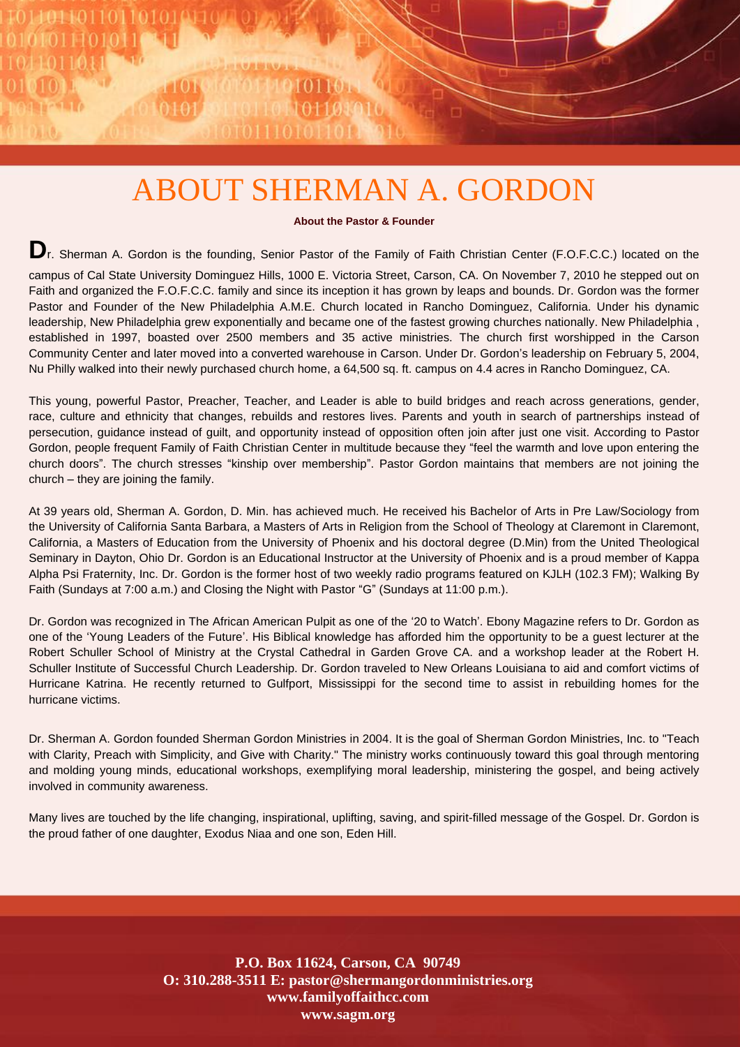# ABOUT SHERMAN A. GORDON

**About the Pastor & Founder**

Dr. Sherman A. Gordon is the founding, Senior Pastor of the Family of Faith Christian Center (F.O.F.C.C.) located on the campus of Cal State University Dominguez Hills, 1000 E. Victoria Street, Carson, CA. On November 7, 2010 he stepped out on Faith and organized the F.O.F.C.C. family and since its inception it has grown by leaps and bounds. Dr. Gordon was the former Pastor and Founder of the New Philadelphia A.M.E. Church located in Rancho Dominguez, California. Under his dynamic leadership, New Philadelphia grew exponentially and became one of the fastest growing churches nationally. New Philadelphia , established in 1997, boasted over 2500 members and 35 active ministries. The church first worshipped in the Carson Community Center and later moved into a converted warehouse in Carson. Under Dr. Gordon's leadership on February 5, 2004, Nu Philly walked into their newly purchased church home, a 64,500 sq. ft. campus on 4.4 acres in Rancho Dominguez, CA.

This young, powerful Pastor, Preacher, Teacher, and Leader is able to build bridges and reach across generations, gender, race, culture and ethnicity that changes, rebuilds and restores lives. Parents and youth in search of partnerships instead of persecution, guidance instead of guilt, and opportunity instead of opposition often join after just one visit. According to Pastor Gordon, people frequent Family of Faith Christian Center in multitude because they "feel the warmth and love upon entering the church doors". The church stresses "kinship over membership". Pastor Gordon maintains that members are not joining the church – they are joining the family.

At 39 years old, Sherman A. Gordon, D. Min. has achieved much. He received his Bachelor of Arts in Pre Law/Sociology from the University of California Santa Barbara, a Masters of Arts in Religion from the School of Theology at Claremont in Claremont, California, a Masters of Education from the University of Phoenix and his doctoral degree (D.Min) from the United Theological Seminary in Dayton, Ohio Dr. Gordon is an Educational Instructor at the University of Phoenix and is a proud member of Kappa Alpha Psi Fraternity, Inc. Dr. Gordon is the former host of two weekly radio programs featured on KJLH (102.3 FM); Walking By Faith (Sundays at 7:00 a.m.) and Closing the Night with Pastor "G" (Sundays at 11:00 p.m.).

Dr. Gordon was recognized in The African American Pulpit as one of the '20 to Watch'. Ebony Magazine refers to Dr. Gordon as one of the 'Young Leaders of the Future'. His Biblical knowledge has afforded him the opportunity to be a guest lecturer at the Robert Schuller School of Ministry at the Crystal Cathedral in Garden Grove CA. and a workshop leader at the Robert H. Schuller Institute of Successful Church Leadership. Dr. Gordon traveled to New Orleans Louisiana to aid and comfort victims of Hurricane Katrina. He recently returned to Gulfport, Mississippi for the second time to assist in rebuilding homes for the hurricane victims.

Dr. Sherman A. Gordon founded Sherman Gordon Ministries in 2004. It is the goal of Sherman Gordon Ministries, Inc. to "Teach with Clarity, Preach with Simplicity, and Give with Charity." The ministry works continuously toward this goal through mentoring and molding young minds, educational workshops, exemplifying moral leadership, ministering the gospel, and being actively involved in community awareness.

Many lives are touched by the life changing, inspirational, uplifting, saving, and spirit-filled message of the Gospel. Dr. Gordon is the proud father of one daughter, Exodus Niaa and one son, Eden Hill.

**P.O. Box 11624, Carson, CA 90749**
**O: 310.288-3511 E: pastor@shermangordonministries.org**
**www.familyoffaithcc.com**
**www.sagm.org**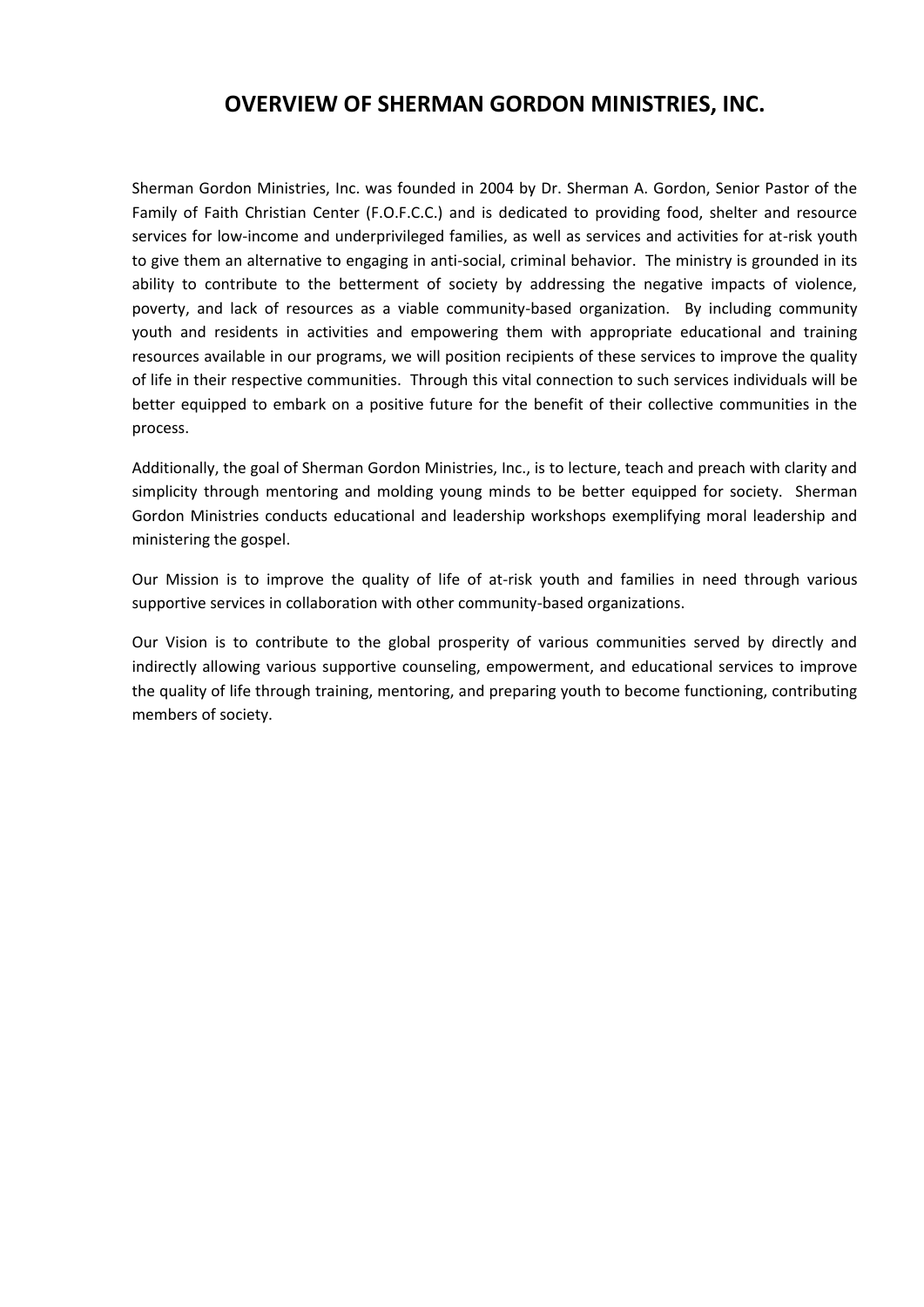# OVERVIEW OF SHERMAN GORDON MINISTRIES, INC.

Sherman Gordon Ministries, Inc. was founded in 2004 by Dr. Sherman A. Gordon, Senior Pastor of the Family of Faith Christian Center (F.O.F.C.C.) and is dedicated to providing food, shelter and resource services for low-income and underprivileged families, as well as services and activities for at-risk youth to give them an alternative to engaging in anti-social, criminal behavior. The ministry is grounded in its ability to contribute to the betterment of society by addressing the negative impacts of violence, poverty, and lack of resources as a viable community-based organization. By including community youth and residents in activities and empowering them with appropriate educational and training resources available in our programs, we will position recipients of these services to improve the quality of life in their respective communities. Through this vital connection to such services individuals will be better equipped to embark on a positive future for the benefit of their collective communities in the process.

Additionally, the goal of Sherman Gordon Ministries, Inc., is to lecture, teach and preach with clarity and simplicity through mentoring and molding young minds to be better equipped for society. Sherman Gordon Ministries conducts educational and leadership workshops exemplifying moral leadership and ministering the gospel.

Our Mission is to improve the quality of life of at-risk youth and families in need through various supportive services in collaboration with other community-based organizations.

Our Vision is to contribute to the global prosperity of various communities served by directly and indirectly allowing various supportive counseling, empowerment, and educational services to improve the quality of life through training, mentoring, and preparing youth to become functioning, contributing members of society.